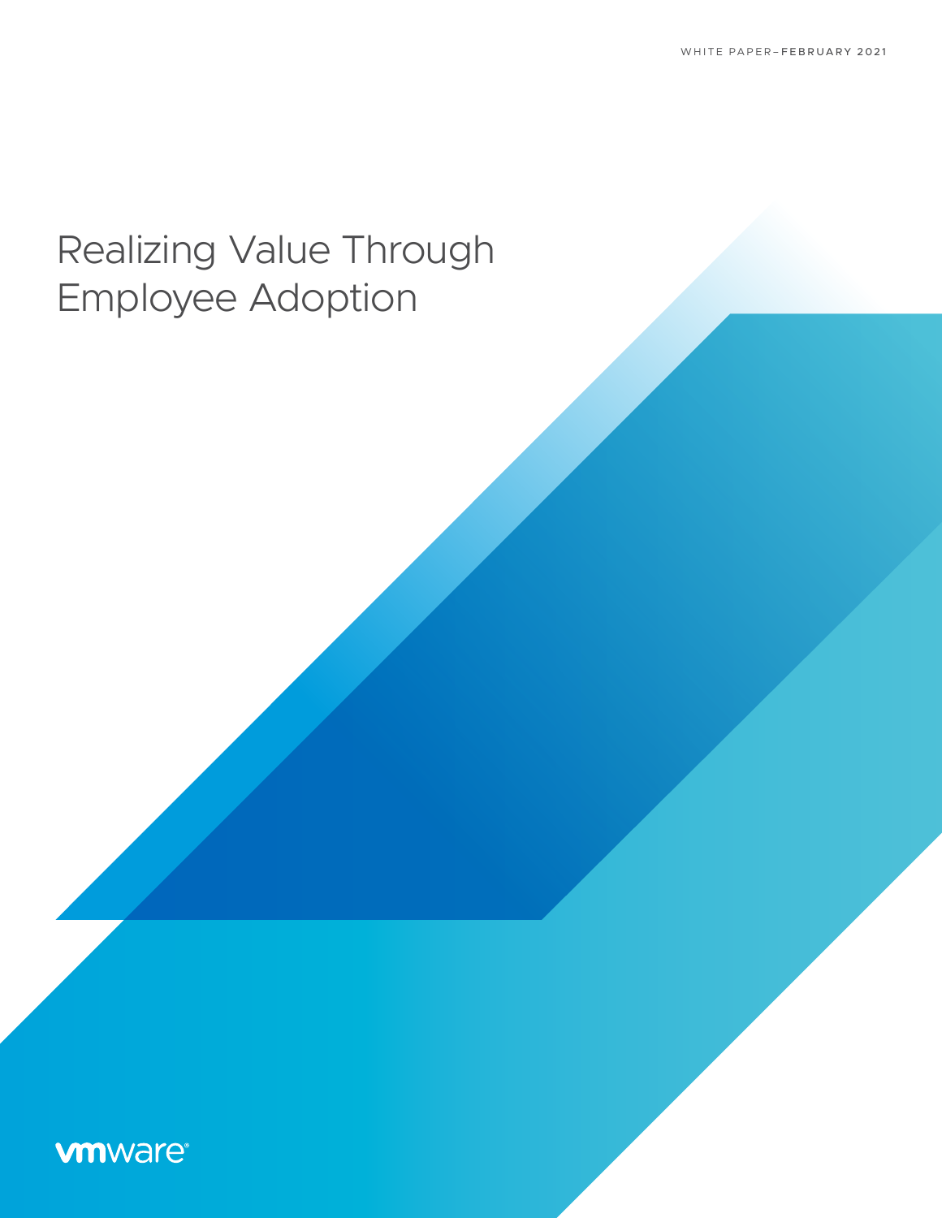WHITE PAPER–FEBRUARY 2021

# Realizing Value Through Employee Adoption

vmware®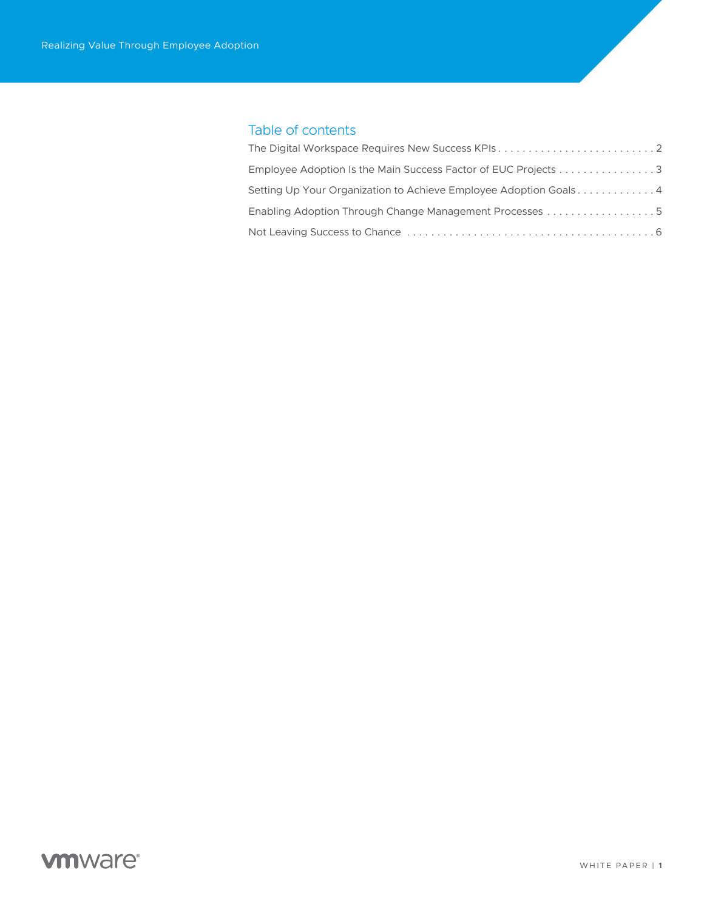## Table of contents

The Digital Workspace Requires New Success KPIs . . . . . . . . . . . . . . . . . . . . . . . . . . 2

Employee Adoption Is the Main Success Factor of EUC Projects . . . . . . . . . . . . . . . . 3

Setting Up Your Organization to Achieve Employee Adoption Goals . . . . . . . . . . . . . 4

Enabling Adoption Through Change Management Processes . . . . . . . . . . . . . . . . . . 5

Not Leaving Success to Chance . . . . . . . . . . . . . . . . . . . . . . . . . . . . . . . . . . . . . . . . . 6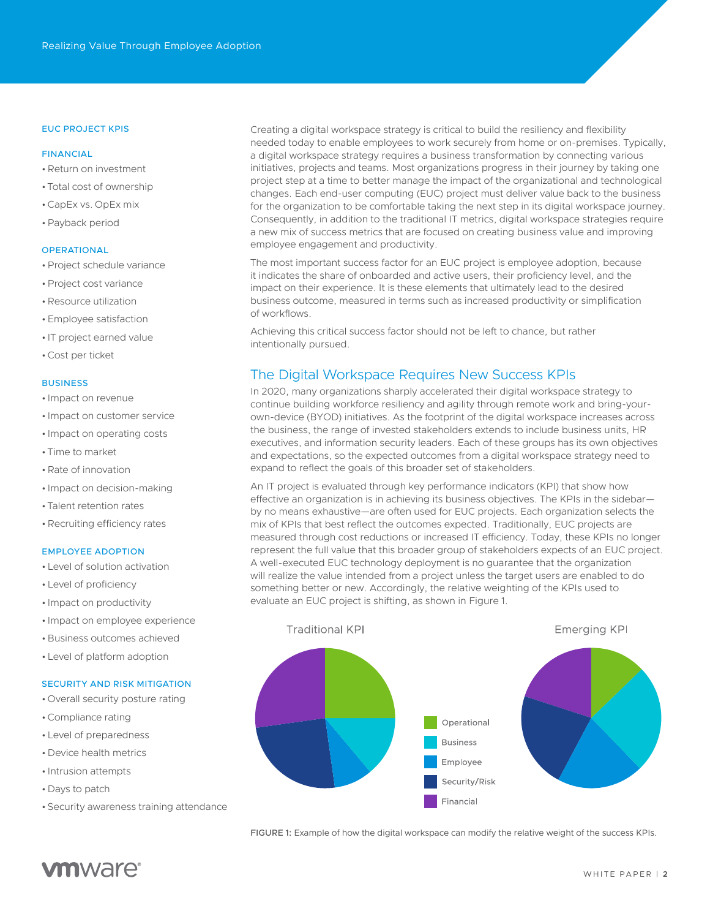## EUC PROJECT KPIS

### FINANCIAL

- Return on investment
- Total cost of ownership
- CapEx vs. OpEx mix
- Payback period

### OPERATIONAL

- Project schedule variance
- Project cost variance
- Resource utilization
- Employee satisfaction
- IT project earned value
- Cost per ticket

### BUSINESS

- Impact on revenue
- Impact on customer service
- Impact on operating costs
- Time to market
- Rate of innovation
- Impact on decision-making
- Talent retention rates
- Recruiting efficiency rates

### EMPLOYEE ADOPTION

- Level of solution activation
- Level of proficiency
- Impact on productivity
- Impact on employee experience
- Business outcomes achieved
- Level of platform adoption

### SECURITY AND RISK MITIGATION

- Overall security posture rating
- Compliance rating
- Level of preparedness
- Device health metrics
- Intrusion attempts
- Days to patch
- Security awareness training attendance

Creating a digital workspace strategy is critical to build the resiliency and flexibility needed today to enable employees to work securely from home or on-premises. Typically, a digital workspace strategy requires a business transformation by connecting various initiatives, projects and teams. Most organizations progress in their journey by taking one project step at a time to better manage the impact of the organizational and technological changes. Each end-user computing (EUC) project must deliver value back to the business for the organization to be comfortable taking the next step in its digital workspace journey. Consequently, in addition to the traditional IT metrics, digital workspace strategies require a new mix of success metrics that are focused on creating business value and improving employee engagement and productivity.

The most important success factor for an EUC project is employee adoption, because it indicates the share of onboarded and active users, their proficiency level, and the impact on their experience. It is these elements that ultimately lead to the desired business outcome, measured in terms such as increased productivity or simplification of workflows.

Achieving this critical success factor should not be left to chance, but rather intentionally pursued.

## The Digital Workspace Requires New Success KPIs

In 2020, many organizations sharply accelerated their digital workspace strategy to continue building workforce resiliency and agility through remote work and bring-your-own-device (BYOD) initiatives. As the footprint of the digital workspace increases across the business, the range of invested stakeholders extends to include business units, HR executives, and information security leaders. Each of these groups has its own objectives and expectations, so the expected outcomes from a digital workspace strategy need to expand to reflect the goals of this broader set of stakeholders.

An IT project is evaluated through key performance indicators (KPI) that show how effective an organization is in achieving its business objectives. The KPIs in the sidebar—by no means exhaustive—are often used for EUC projects. Each organization selects the mix of KPIs that best reflect the outcomes expected. Traditionally, EUC projects are measured through cost reductions or increased IT efficiency. Today, these KPIs no longer represent the full value that this broader group of stakeholders expects of an EUC project. A well-executed EUC technology deployment is no guarantee that the organization will realize the value intended from a project unless the target users are enabled to do something better or new. Accordingly, the relative weighting of the KPIs used to evaluate an EUC project is shifting, as shown in Figure 1.

Traditional KPI | Emerging KPI

Legend: Operational, Business, Employee, Security/Risk, Financial

FIGURE 1: Example of how the digital workspace can modify the relative weight of the success KPIs.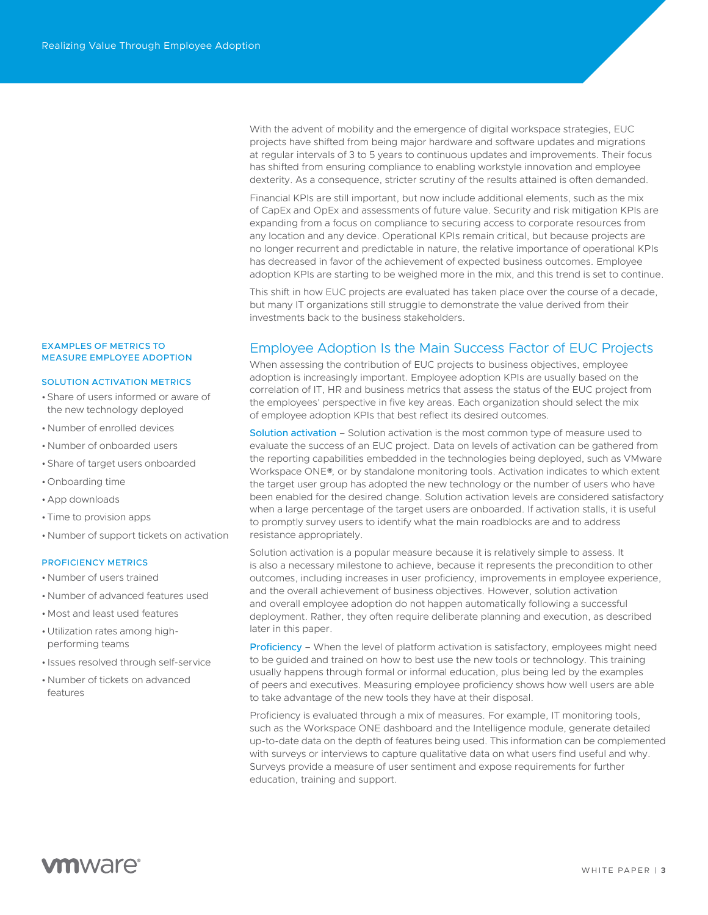With the advent of mobility and the emergence of digital workspace strategies, EUC projects have shifted from being major hardware and software updates and migrations at regular intervals of 3 to 5 years to continuous updates and improvements. Their focus has shifted from ensuring compliance to enabling workstyle innovation and employee dexterity. As a consequence, stricter scrutiny of the results attained is often demanded.

Financial KPIs are still important, but now include additional elements, such as the mix of CapEx and OpEx and assessments of future value. Security and risk mitigation KPIs are expanding from a focus on compliance to securing access to corporate resources from any location and any device. Operational KPIs remain critical, but because projects are no longer recurrent and predictable in nature, the relative importance of operational KPIs has decreased in favor of the achievement of expected business outcomes. Employee adoption KPIs are starting to be weighed more in the mix, and this trend is set to continue.

This shift in how EUC projects are evaluated has taken place over the course of a decade, but many IT organizations still struggle to demonstrate the value derived from their investments back to the business stakeholders.

## Employee Adoption Is the Main Success Factor of EUC Projects

When assessing the contribution of EUC projects to business objectives, employee adoption is increasingly important. Employee adoption KPIs are usually based on the correlation of IT, HR and business metrics that assess the status of the EUC project from the employees' perspective in five key areas. Each organization should select the mix of employee adoption KPIs that best reflect its desired outcomes.

**Solution activation** – Solution activation is the most common type of measure used to evaluate the success of an EUC project. Data on levels of activation can be gathered from the reporting capabilities embedded in the technologies being deployed, such as VMware Workspace ONE®, or by standalone monitoring tools. Activation indicates to which extent the target user group has adopted the new technology or the number of users who have been enabled for the desired change. Solution activation levels are considered satisfactory when a large percentage of the target users are onboarded. If activation stalls, it is useful to promptly survey users to identify what the main roadblocks are and to address resistance appropriately.

Solution activation is a popular measure because it is relatively simple to assess. It is also a necessary milestone to achieve, because it represents the precondition to other outcomes, including increases in user proficiency, improvements in employee experience, and the overall achievement of business objectives. However, solution activation and overall employee adoption do not happen automatically following a successful deployment. Rather, they often require deliberate planning and execution, as described later in this paper.

**Proficiency** – When the level of platform activation is satisfactory, employees might need to be guided and trained on how to best use the new tools or technology. This training usually happens through formal or informal education, plus being led by the examples of peers and executives. Measuring employee proficiency shows how well users are able to take advantage of the new tools they have at their disposal.

Proficiency is evaluated through a mix of measures. For example, IT monitoring tools, such as the Workspace ONE dashboard and the Intelligence module, generate detailed up-to-date data on the depth of features being used. This information can be complemented with surveys or interviews to capture qualitative data on what users find useful and why. Surveys provide a measure of user sentiment and expose requirements for further education, training and support.

### EXAMPLES OF METRICS TO MEASURE EMPLOYEE ADOPTION

#### SOLUTION ACTIVATION METRICS

- Share of users informed or aware of the new technology deployed
- Number of enrolled devices
- Number of onboarded users
- Share of target users onboarded
- Onboarding time
- App downloads
- Time to provision apps
- Number of support tickets on activation

#### PROFICIENCY METRICS

- Number of users trained
- Number of advanced features used
- Most and least used features
- Utilization rates among high-performing teams
- Issues resolved through self-service
- Number of tickets on advanced features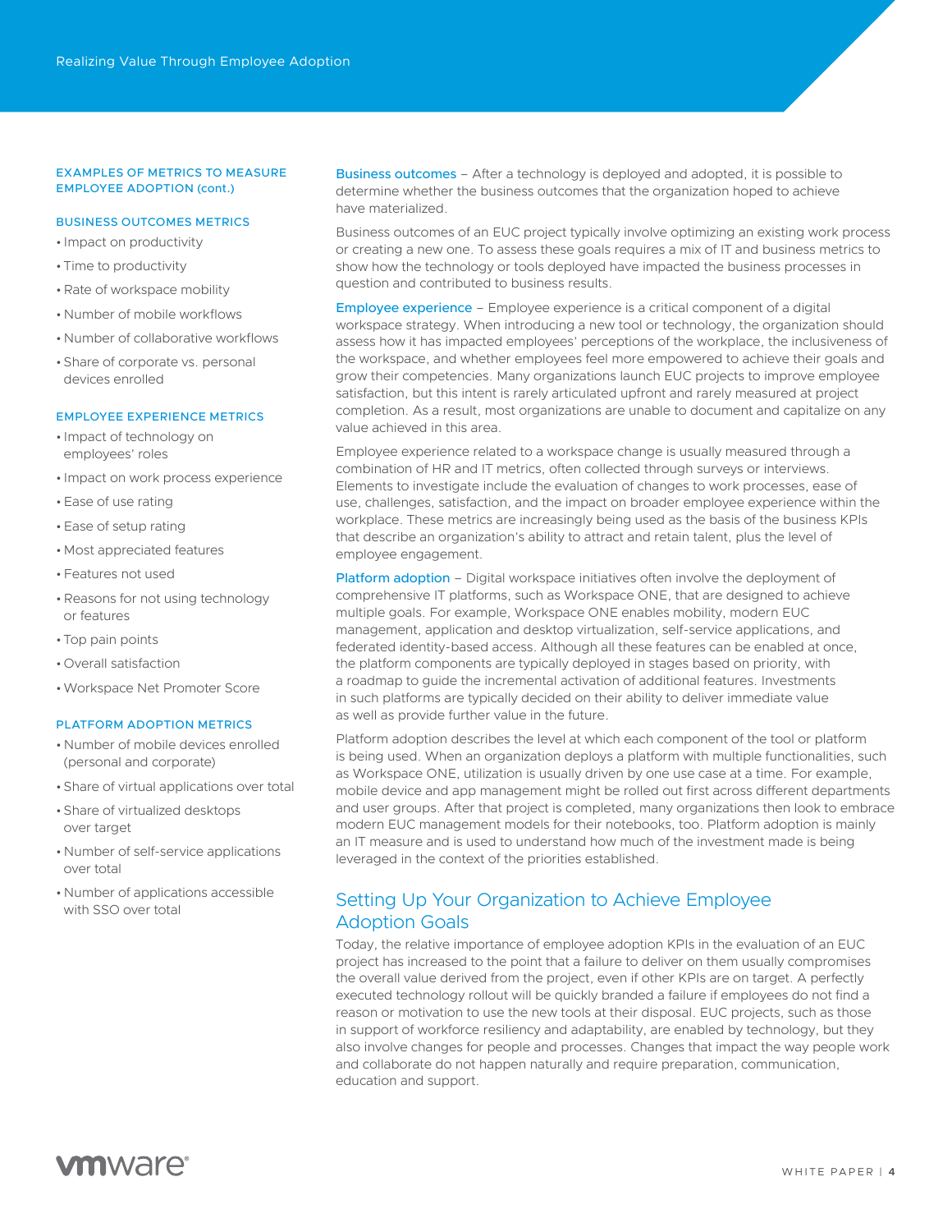### EXAMPLES OF METRICS TO MEASURE EMPLOYEE ADOPTION (cont.)

#### BUSINESS OUTCOMES METRICS

- Impact on productivity
- Time to productivity
- Rate of workspace mobility
- Number of mobile workflows
- Number of collaborative workflows
- Share of corporate vs. personal devices enrolled

#### EMPLOYEE EXPERIENCE METRICS

- Impact of technology on employees' roles
- Impact on work process experience
- Ease of use rating
- Ease of setup rating
- Most appreciated features
- Features not used
- Reasons for not using technology or features
- Top pain points
- Overall satisfaction
- Workspace Net Promoter Score

#### PLATFORM ADOPTION METRICS

- Number of mobile devices enrolled (personal and corporate)
- Share of virtual applications over total
- Share of virtualized desktops over target
- Number of self-service applications over total
- Number of applications accessible with SSO over total

**Business outcomes** – After a technology is deployed and adopted, it is possible to determine whether the business outcomes that the organization hoped to achieve have materialized.

Business outcomes of an EUC project typically involve optimizing an existing work process or creating a new one. To assess these goals requires a mix of IT and business metrics to show how the technology or tools deployed have impacted the business processes in question and contributed to business results.

**Employee experience** – Employee experience is a critical component of a digital workspace strategy. When introducing a new tool or technology, the organization should assess how it has impacted employees' perceptions of the workplace, the inclusiveness of the workspace, and whether employees feel more empowered to achieve their goals and grow their competencies. Many organizations launch EUC projects to improve employee satisfaction, but this intent is rarely articulated upfront and rarely measured at project completion. As a result, most organizations are unable to document and capitalize on any value achieved in this area.

Employee experience related to a workspace change is usually measured through a combination of HR and IT metrics, often collected through surveys or interviews. Elements to investigate include the evaluation of changes to work processes, ease of use, challenges, satisfaction, and the impact on broader employee experience within the workplace. These metrics are increasingly being used as the basis of the business KPIs that describe an organization's ability to attract and retain talent, plus the level of employee engagement.

**Platform adoption** – Digital workspace initiatives often involve the deployment of comprehensive IT platforms, such as Workspace ONE, that are designed to achieve multiple goals. For example, Workspace ONE enables mobility, modern EUC management, application and desktop virtualization, self-service applications, and federated identity-based access. Although all these features can be enabled at once, the platform components are typically deployed in stages based on priority, with a roadmap to guide the incremental activation of additional features. Investments in such platforms are typically decided on their ability to deliver immediate value as well as provide further value in the future.

Platform adoption describes the level at which each component of the tool or platform is being used. When an organization deploys a platform with multiple functionalities, such as Workspace ONE, utilization is usually driven by one use case at a time. For example, mobile device and app management might be rolled out first across different departments and user groups. After that project is completed, many organizations then look to embrace modern EUC management models for their notebooks, too. Platform adoption is mainly an IT measure and is used to understand how much of the investment made is being leveraged in the context of the priorities established.

## Setting Up Your Organization to Achieve Employee Adoption Goals

Today, the relative importance of employee adoption KPIs in the evaluation of an EUC project has increased to the point that a failure to deliver on them usually compromises the overall value derived from the project, even if other KPIs are on target. A perfectly executed technology rollout will be quickly branded a failure if employees do not find a reason or motivation to use the new tools at their disposal. EUC projects, such as those in support of workforce resiliency and adaptability, are enabled by technology, but they also involve changes for people and processes. Changes that impact the way people work and collaborate do not happen naturally and require preparation, communication, education and support.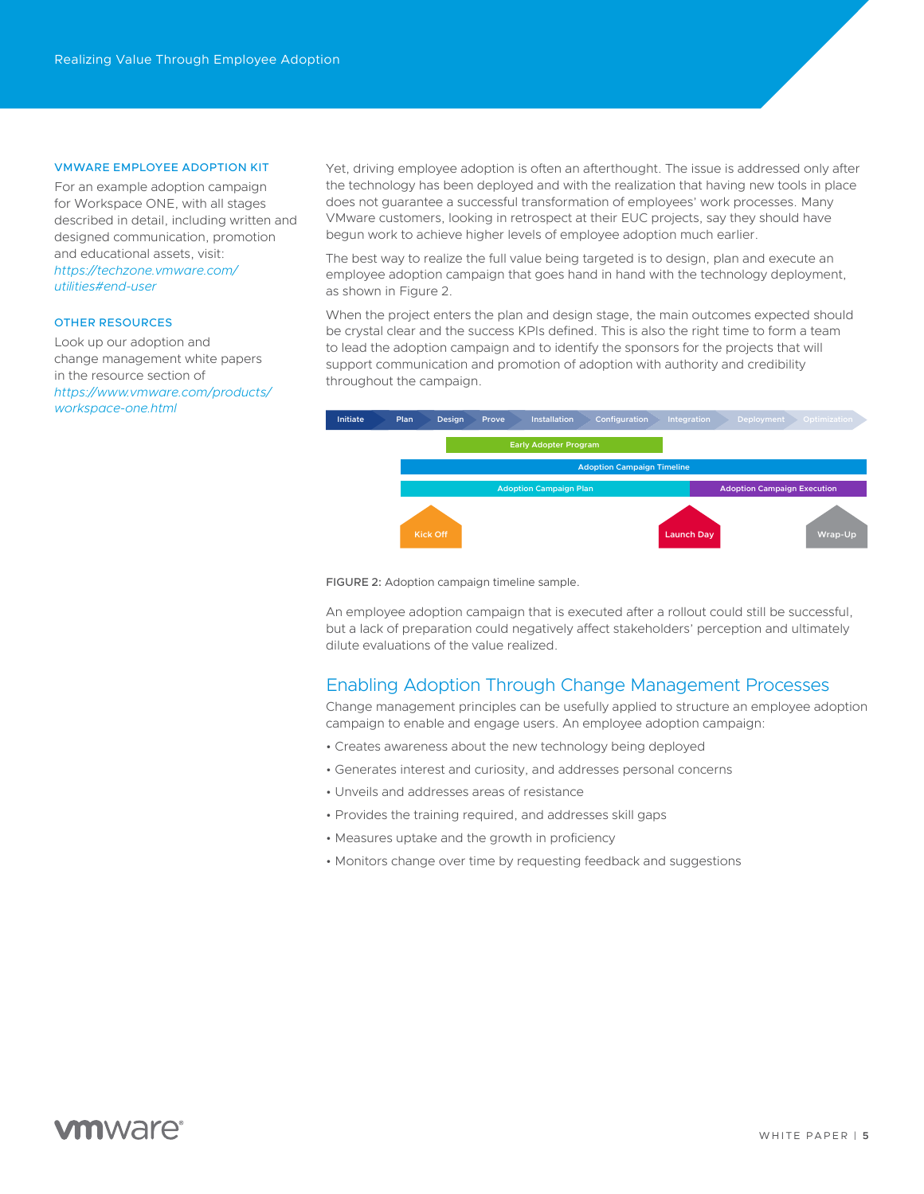**VMWARE EMPLOYEE ADOPTION KIT**

For an example adoption campaign for Workspace ONE, with all stages described in detail, including written and designed communication, promotion and educational assets, visit: *https://techzone.vmware.com/utilities#end-user*

**OTHER RESOURCES**

Look up our adoption and change management white papers in the resource section of *https://www.vmware.com/products/workspace-one.html*

Yet, driving employee adoption is often an afterthought. The issue is addressed only after the technology has been deployed and with the realization that having new tools in place does not guarantee a successful transformation of employees' work processes. Many VMware customers, looking in retrospect at their EUC projects, say they should have begun work to achieve higher levels of employee adoption much earlier.

The best way to realize the full value being targeted is to design, plan and execute an employee adoption campaign that goes hand in hand with the technology deployment, as shown in Figure 2.

When the project enters the plan and design stage, the main outcomes expected should be crystal clear and the success KPIs defined. This is also the right time to form a team to lead the adoption campaign and to identify the sponsors for the projects that will support communication and promotion of adoption with authority and credibility throughout the campaign.

Initiate | Plan | Design | Prove | Installation | Configuration | Integration | Deployment | Optimization

Early Adopter Program

Adoption Campaign Timeline

Adoption Campaign Plan | Adoption Campaign Execution

Kick Off | Launch Day | Wrap-Up

FIGURE 2: Adoption campaign timeline sample.

An employee adoption campaign that is executed after a rollout could still be successful, but a lack of preparation could negatively affect stakeholders' perception and ultimately dilute evaluations of the value realized.

## Enabling Adoption Through Change Management Processes

Change management principles can be usefully applied to structure an employee adoption campaign to enable and engage users. An employee adoption campaign:

- Creates awareness about the new technology being deployed
- Generates interest and curiosity, and addresses personal concerns
- Unveils and addresses areas of resistance
- Provides the training required, and addresses skill gaps
- Measures uptake and the growth in proficiency
- Monitors change over time by requesting feedback and suggestions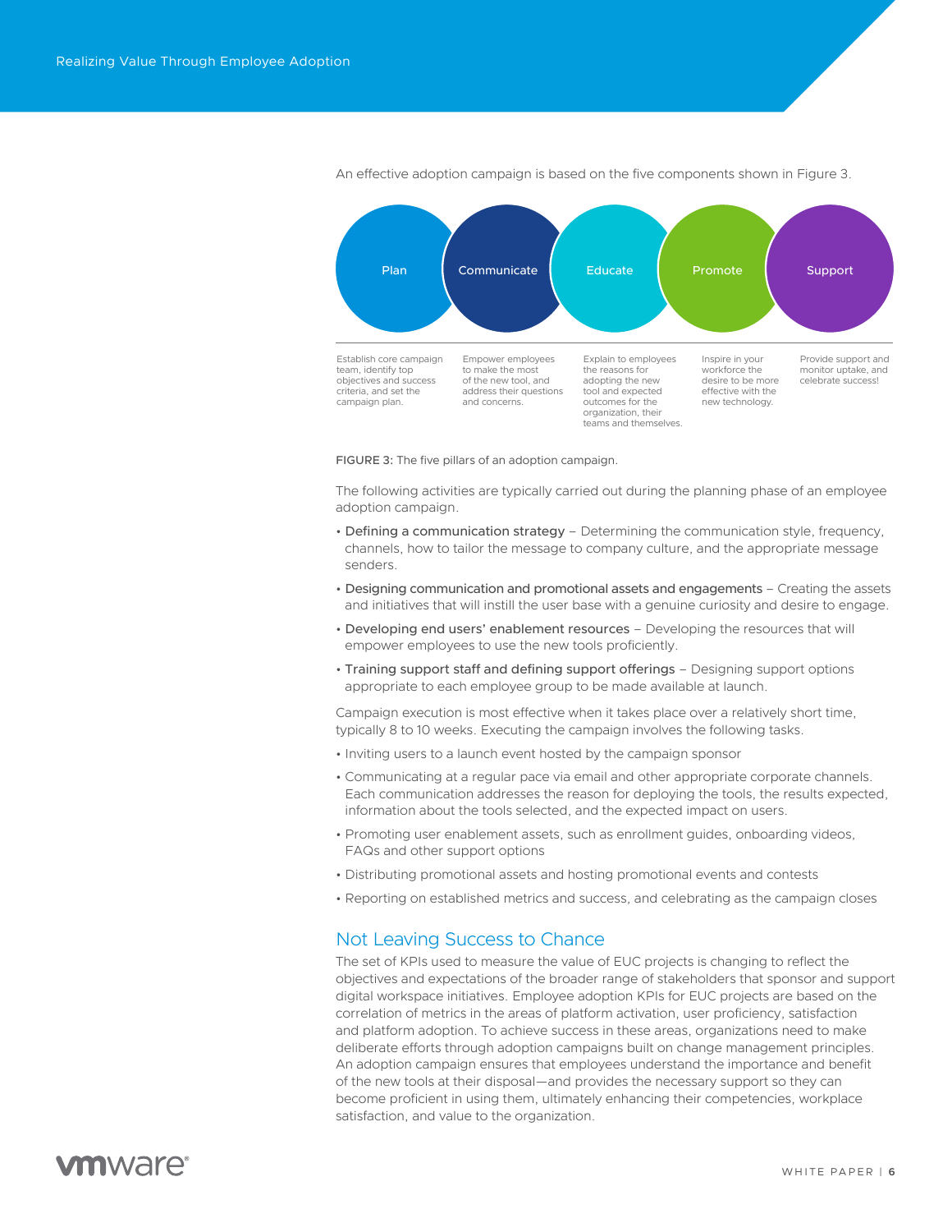An effective adoption campaign is based on the five components shown in Figure 3.

| Plan | Communicate | Educate | Promote | Support |
| --- | --- | --- | --- | --- |
| Establish core campaign team, identify top objectives and success criteria, and set the campaign plan. | Empower employees to make the most of the new tool, and address their questions and concerns. | Explain to employees the reasons for adopting the new tool and expected outcomes for the organization, their teams and themselves. | Inspire in your workforce the desire to be more effective with the new technology. | Provide support and monitor uptake, and celebrate success! |

FIGURE 3: The five pillars of an adoption campaign.

The following activities are typically carried out during the planning phase of an employee adoption campaign.

- Defining a communication strategy – Determining the communication style, frequency, channels, how to tailor the message to company culture, and the appropriate message senders.
- Designing communication and promotional assets and engagements – Creating the assets and initiatives that will instill the user base with a genuine curiosity and desire to engage.
- Developing end users' enablement resources – Developing the resources that will empower employees to use the new tools proficiently.
- Training support staff and defining support offerings – Designing support options appropriate to each employee group to be made available at launch.

Campaign execution is most effective when it takes place over a relatively short time, typically 8 to 10 weeks. Executing the campaign involves the following tasks.

- Inviting users to a launch event hosted by the campaign sponsor
- Communicating at a regular pace via email and other appropriate corporate channels. Each communication addresses the reason for deploying the tools, the results expected, information about the tools selected, and the expected impact on users.
- Promoting user enablement assets, such as enrollment guides, onboarding videos, FAQs and other support options
- Distributing promotional assets and hosting promotional events and contests
- Reporting on established metrics and success, and celebrating as the campaign closes

## Not Leaving Success to Chance

The set of KPIs used to measure the value of EUC projects is changing to reflect the objectives and expectations of the broader range of stakeholders that sponsor and support digital workspace initiatives. Employee adoption KPIs for EUC projects are based on the correlation of metrics in the areas of platform activation, user proficiency, satisfaction and platform adoption. To achieve success in these areas, organizations need to make deliberate efforts through adoption campaigns built on change management principles. An adoption campaign ensures that employees understand the importance and benefit of the new tools at their disposal—and provides the necessary support so they can become proficient in using them, ultimately enhancing their competencies, workplace satisfaction, and value to the organization.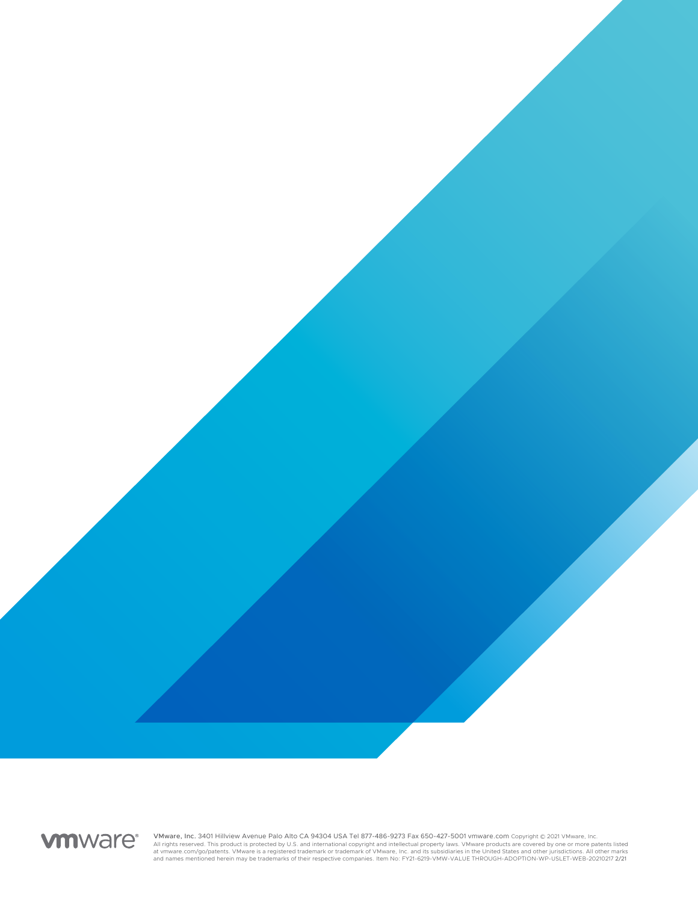vmware®

VMware, Inc. 3401 Hillview Avenue Palo Alto CA 94304 USA Tel 877-486-9273 Fax 650-427-5001 vmware.com Copyright © 2021 VMware, Inc. All rights reserved. This product is protected by U.S. and international copyright and intellectual property laws. VMware products are covered by one or more patents listed at vmware.com/go/patents. VMware is a registered trademark or trademark of VMware, Inc. and its subsidiaries in the United States and other jurisdictions. All other marks and names mentioned herein may be trademarks of their respective companies. Item No: FY21-6219-VMW-VALUE THROUGH-ADOPTION-WP-USLET-WEB-20210217 2/21